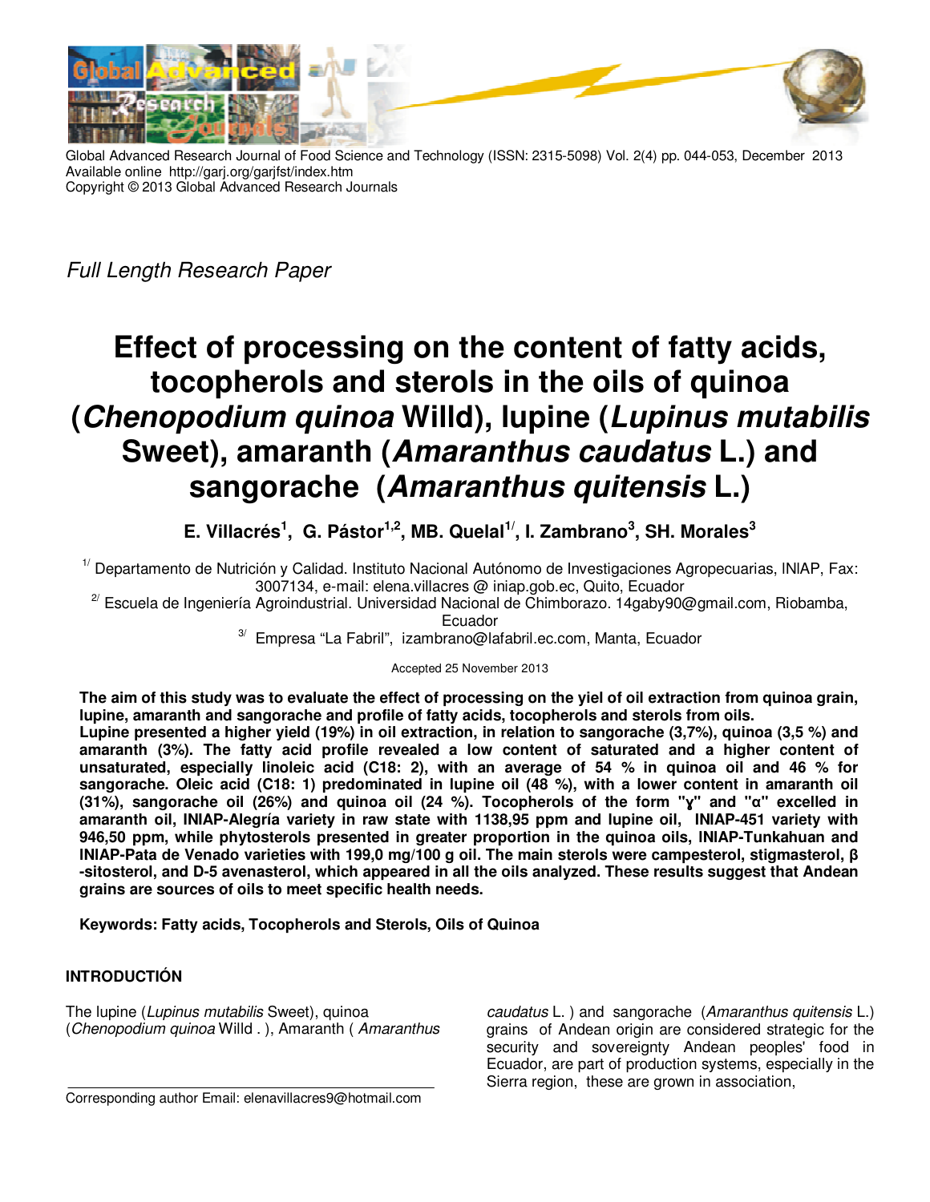Full Length Research Paper

# Effect of processing on the content of fatty acids, tocopherols and sterols in the oils of quinoa (*Chenopodium quinoa* Willd), lupine (*Lupinus mutabilis* Sweet), amaranth (*Amaranthus caudatus* L.) and sangorache (*Amaranthus quitensis* L.)

**E. Villacrés[1], G. Pástor[1,2], MB. Quelal[1/], I. Zambrano[3], SH. Morales[3]**

[1/] Departamento de Nutrición y Calidad. Instituto Nacional Autónomo de Investigaciones Agropecuarias, INIAP, Fax: 3007134, e-mail: elena.villacres @ iniap.gob.ec, Quito, Ecuador

[2/] Escuela de Ingeniería Agroindustrial. Universidad Nacional de Chimborazo. 14gaby90@gmail.com, Riobamba, Ecuador

[3/] Empresa “La Fabril”, izambrano@lafabril.ec.com, Manta, Ecuador

Accepted 25 November 2013

**The aim of this study was to evaluate the effect of processing on the yiel of oil extraction from quinoa grain, lupine, amaranth and sangorache and profile of fatty acids, tocopherols and sterols from oils. Lupine presented a higher yield (19%) in oil extraction, in relation to sangorache (3,7%), quinoa (3,5 %) and amaranth (3%). The fatty acid profile revealed a low content of saturated and a higher content of unsaturated, especially linoleic acid (C18: 2), with an average of 54 % in quinoa oil and 46 % for sangorache. Oleic acid (C18: 1) predominated in lupine oil (48 %), with a lower content in amaranth oil (31%), sangorache oil (26%) and quinoa oil (24 %). Tocopherols of the form "ɣ" and "α" excelled in amaranth oil, INIAP-Alegría variety in raw state with 1138,95 ppm and lupine oil, INIAP-451 variety with 946,50 ppm, while phytosterols presented in greater proportion in the quinoa oils, INIAP-Tunkahuan and INIAP-Pata de Venado varieties with 199,0 mg/100 g oil. The main sterols were campesterol, stigmasterol, β -sitosterol, and D-5 avenasterol, which appeared in all the oils analyzed. These results suggest that Andean grains are sources of oils to meet specific health needs.**

**Keywords: Fatty acids, Tocopherols and Sterols, Oils of Quinoa**

## INTRODUCTIÓN

The lupine (*Lupinus mutabilis* Sweet), quinoa (*Chenopodium quinoa* Willd . ), Amaranth ( *Amaranthus caudatus* L. ) and sangorache (*Amaranthus quitensis* L.) grains of Andean origin are considered strategic for the security and sovereignty Andean peoples' food in Ecuador, are part of production systems, especially in the Sierra region, these are grown in association,

Corresponding author Email: elenavillacres9@hotmail.com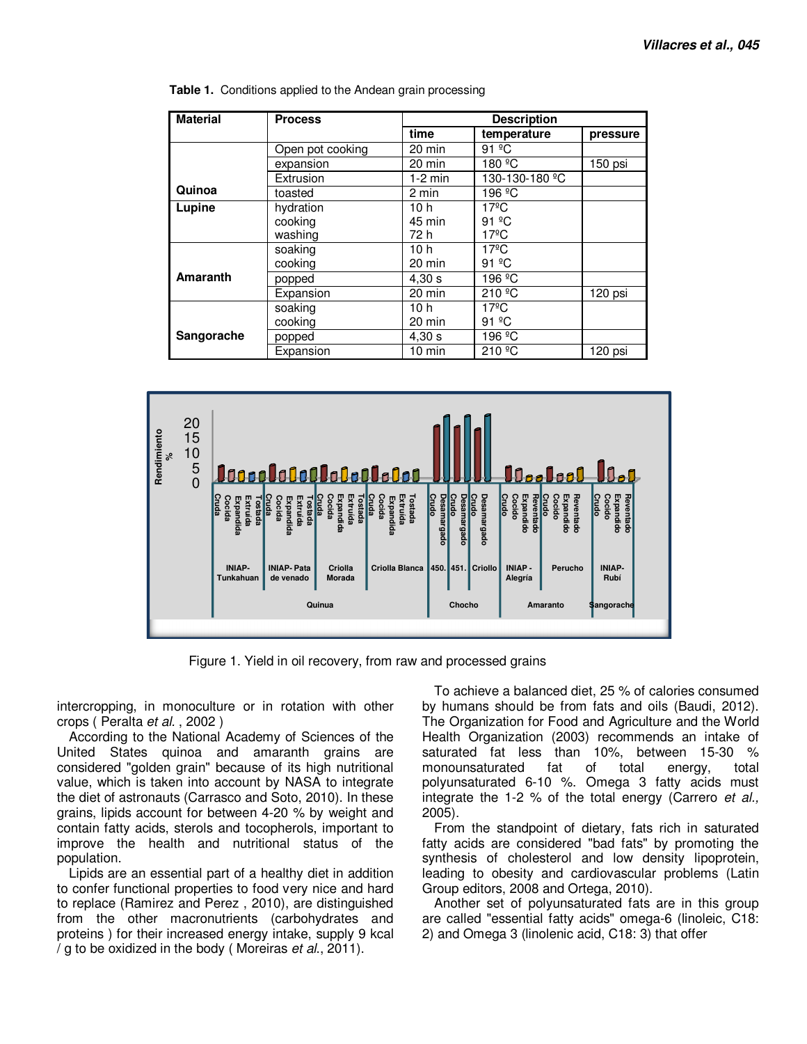**Table 1.** Conditions applied to the Andean grain processing

| Material | Process | Description | | |
|---|---|---|---|---|
| | | time | temperature | pressure |
| Quinoa | Open pot cooking | 20 min | 91 ºC | |
| | expansion | 20 min | 180 ºC | 150 psi |
| | Extrusion | 1-2 min | 130-130-180 ºC | |
| | toasted | 2 min | 196 ºC | |
| Lupine | hydration | 10 h | 17ºC | |
| | cooking | 45 min | 91 ºC | |
| | washing | 72 h | 17ºC | |
| Amaranth | soaking | 10 h | 17ºC | |
| | cooking | 20 min | 91 ºC | |
| | popped | 4,30 s | 196 ºC | |
| | Expansion | 20 min | 210 ºC | 120 psi |
| Sangorache | soaking | 10 h | 17ºC | |
| | cooking | 20 min | 91 ºC | |
| | popped | 4,30 s | 196 ºC | |
| | Expansion | 10 min | 210 ºC | 120 psi |

Figure 1. Yield in oil recovery, from raw and processed grains

intercropping, in monoculture or in rotation with other crops ( Peralta *et al.* , 2002 )

According to the National Academy of Sciences of the United States quinoa and amaranth grains are considered "golden grain" because of its high nutritional value, which is taken into account by NASA to integrate the diet of astronauts (Carrasco and Soto, 2010). In these grains, lipids account for between 4-20 % by weight and contain fatty acids, sterols and tocopherols, important to improve the health and nutritional status of the population.

Lipids are an essential part of a healthy diet in addition to confer functional properties to food very nice and hard to replace (Ramirez and Perez , 2010), are distinguished from the other macronutrients (carbohydrates and proteins ) for their increased energy intake, supply 9 kcal / g to be oxidized in the body ( Moreiras *et al.*, 2011).

To achieve a balanced diet, 25 % of calories consumed by humans should be from fats and oils (Baudi, 2012). The Organization for Food and Agriculture and the World Health Organization (2003) recommends an intake of saturated fat less than 10%, between 15-30 % monounsaturated fat of total energy, total polyunsaturated 6-10 %. Omega 3 fatty acids must integrate the 1-2 % of the total energy (Carrero *et al.,* 2005).

From the standpoint of dietary, fats rich in saturated fatty acids are considered "bad fats" by promoting the synthesis of cholesterol and low density lipoprotein, leading to obesity and cardiovascular problems (Latin Group editors, 2008 and Ortega, 2010).

Another set of polyunsaturated fats are in this group are called "essential fatty acids" omega-6 (linoleic, C18: 2) and Omega 3 (linolenic acid, C18: 3) that offer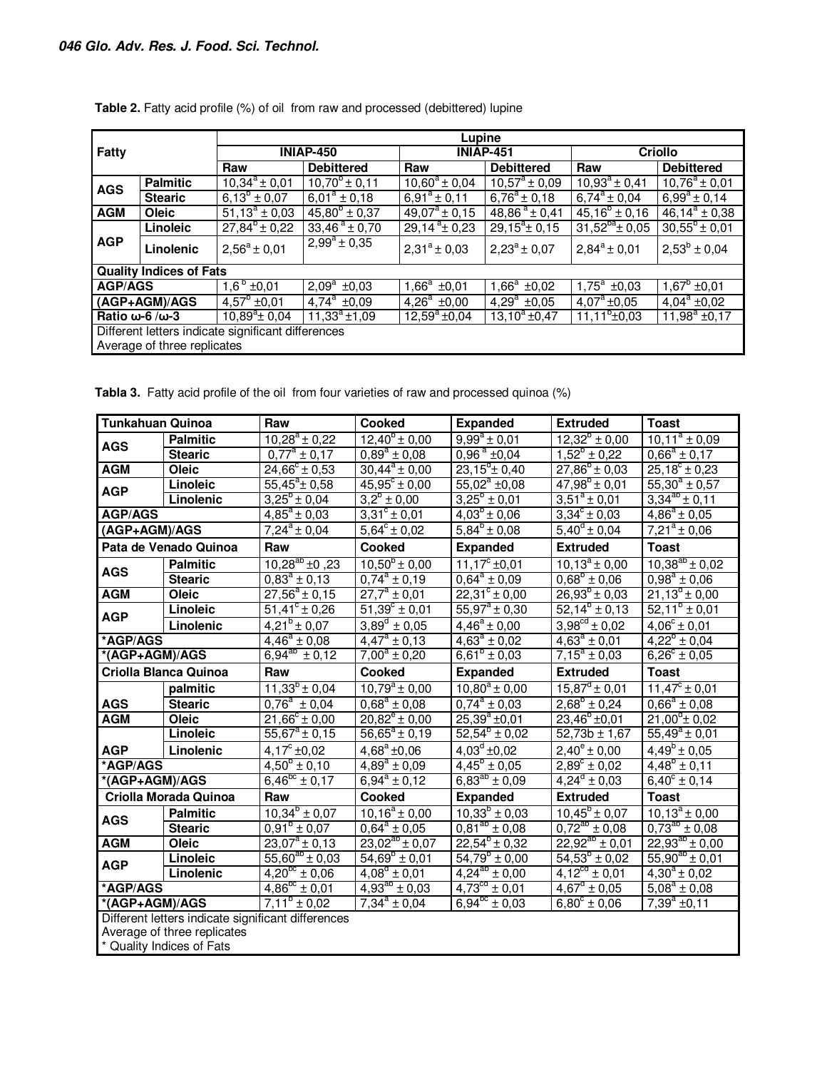**Table 2.** Fatty acid profile (%) of oil from raw and processed (debittered) lupine

| Fatty | | Lupine | | | | | |
|---|---|---|---|---|---|---|---|
| | | INIAP-450 | | INIAP-451 | | Criollo | |
| | | Raw | Debittered | Raw | Debittered | Raw | Debittered |
| AGS | Palmitic | 10,34[a] ± 0,01 | 10,70[b] ± 0,11 | 10,60[a] ± 0,04 | 10,57[a] ± 0,09 | 10,93[a] ± 0,41 | 10,76[a] ± 0,01 |
| | Stearic | 6,13[b] ± 0,07 | 6,01[a] ± 0,18 | 6,91[a] ± 0,11 | 6,76[a] ± 0,18 | 6,74[a] ± 0,04 | 6,99[a] ± 0,14 |
| AGM | Oleic | 51,13[a] ± 0,03 | 45,80[b] ± 0,37 | 49,07[a] ± 0,15 | 48,86[a] ± 0,41 | 45,16[b] ± 0,16 | 46,14[a] ± 0,38 |
| AGP | Linoleic | 27,84[b] ± 0,22 | 33,46[a] ± 0,70 | 29,14[a] ± 0,23 | 29,15[a] ± 0,15 | 31,52[ba] ± 0,05 | 30,55[b] ± 0,01 |
| | Linolenic | 2,56[a] ± 0,01 | 2,99[a] ± 0,35 | 2,31[a] ± 0,03 | 2,23[a] ± 0,07 | 2,84[a] ± 0,01 | 2,53[b] ± 0,04 |
| Quality Indices of Fats | | | | | | | |
| AGP/AGS | | 1,6[b] ±0,01 | 2,09[a] ±0,03 | 1,66[a] ±0,01 | 1,66[a] ±0,02 | 1,75[a] ±0,03 | 1,67[b] ±0,01 |
| (AGP+AGM)/AGS | | 4,57[b] ±0,01 | 4,74[a] ±0,09 | 4,26[a] ±0,00 | 4,29[a] ±0,05 | 4,07[a] ±0,05 | 4,04[a] ±0,02 |
| Ratio ω-6 /ω-3 | | 10,89[a] ± 0,04 | 11,33[a] ±1,09 | 12,59[a] ±0,04 | 13,10[a] ±0,47 | 11,11[b] ±0,03 | 11,98[a] ±0,17 |

Different letters indicate significant differences
Average of three replicates

**Tabla 3.** Fatty acid profile of the oil from four varieties of raw and processed quinoa (%)

| Tunkahuan Quinoa | | Raw | Cooked | Expanded | Extruded | Toast |
|---|---|---|---|---|---|---|
| AGS | Palmitic | 10,28[a] ± 0,22 | 12,40[b] ± 0,00 | 9,99[a] ± 0,01 | 12,32[b] ± 0,00 | 10,11[a] ± 0,09 |
| | Stearic | 0,77[a] ± 0,17 | 0,89[a] ± 0,08 | 0,96[a] ±0,04 | 1,52[b] ± 0,22 | 0,66[a] ± 0,17 |
| AGM | Oleic | 24,66[c] ± 0,53 | 30,44[a] ± 0,00 | 23,15[d] ± 0,40 | 27,86[b] ± 0,03 | 25,18[c] ± 0,23 |
| AGP | Linoleic | 55,45[a] ± 0,58 | 45,95[c] ± 0,00 | 55,02[a] ±0,08 | 47,98[b] ± 0,01 | 55,30[a] ± 0,57 |
| | Linolenic | 3,25[b] ± 0,04 | 3,2[b] ± 0,00 | 3,25[b] ± 0,01 | 3,51[a] ± 0,01 | 3,34[ab] ± 0,11 |
| AGP/AGS | | 4,85[a] ± 0,03 | 3,31[c] ± 0,01 | 4,03[b] ± 0,06 | 3,34[c] ± 0,03 | 4,86[a] ± 0,05 |
| (AGP+AGM)/AGS | | 7,24[a] ± 0,04 | 5,64[c] ± 0,02 | 5,84[b] ± 0,08 | 5,40[d] ± 0,04 | 7,21[a] ± 0,06 |
| Pata de Venado Quinoa | | Raw | Cooked | Expanded | Extruded | Toast |
| AGS | Palmitic | 10,28[ab] ±0 ,23 | 10,50[b] ± 0,00 | 11,17[c] ±0,01 | 10,13[a] ± 0,00 | 10,38[ab] ± 0,02 |
| | Stearic | 0,83[a] ± 0,13 | 0,74[a] ± 0,19 | 0,64[a] ± 0,09 | 0,68[b] ± 0,06 | 0,98[a] ± 0,06 |
| AGM | Oleic | 27,56[a] ± 0,15 | 27,7[a] ± 0,01 | 22,31[c] ± 0,00 | 26,93[b] ± 0,03 | 21,13[d] ± 0,00 |
| AGP | Linoleic | 51,41[c] ± 0,26 | 51,39[c] ± 0,01 | 55,97[a] ± 0,30 | 52,14[b] ± 0,13 | 52,11[b] ± 0,01 |
| | Linolenic | 4,21[b] ± 0,07 | 3,89[d] ± 0,05 | 4,46[a] ± 0,00 | 3,98[cd] ± 0,02 | 4,06[c] ± 0,01 |
| *AGP/AGS | | 4,46[a] ± 0,08 | 4,47[a] ± 0,13 | 4,63[a] ± 0,02 | 4,63[a] ± 0,01 | 4,22[b] ± 0,04 |
| *(AGP+AGM)/AGS | | 6,94[ab] ± 0,12 | 7,00[a] ± 0,20 | 6,61[b] ± 0,03 | 7,15[a] ± 0,03 | 6,26[c] ± 0,05 |
| Criolla Blanca Quinoa | | Raw | Cooked | Expanded | Extruded | Toast |
| AGS | palmitic | 11,33[b] ± 0,04 | 10,79[a] ± 0,00 | 10,80[a] ± 0,00 | 15,87[d] ± 0,01 | 11,47[c] ± 0,01 |
| | Stearic | 0,76[a] ± 0,04 | 0,68[a] ± 0,08 | 0,74[a] ± 0,03 | 2,68[b] ± 0,24 | 0,66[a] ± 0,08 |
| AGM | Oleic | 21,66[c] ± 0,00 | 20,82[e] ± 0,00 | 25,39[a] ±0,01 | 23,46[b] ±0,01 | 21,00[d] ± 0,02 |
| AGP | Linoleic | 55,67[a] ± 0,15 | 56,65[a] ± 0,19 | 52,54[b] ± 0,02 | 52,73b ± 1,67 | 55,49[a] ± 0,01 |
| | Linolenic | 4,17[c] ±0,02 | 4,68[a] ±0,06 | 4,03[d] ±0,02 | 2,40[e] ± 0,00 | 4,49[b] ± 0,05 |
| *AGP/AGS | | 4,50[b] ± 0,10 | 4,89[a] ± 0,09 | 4,45[b] ± 0,05 | 2,89[c] ± 0,02 | 4,48[b] ± 0,11 |
| *(AGP+AGM)/AGS | | 6,46[bc] ± 0,17 | 6,94[a] ± 0,12 | 6,83[ab] ± 0,09 | 4,24[d] ± 0,03 | 6,40[c] ± 0,14 |
| Criolla Morada Quinoa | | Raw | Cooked | Expanded | Extruded | Toast |
| AGS | Palmitic | 10,34[b] ± 0,07 | 10,16[a] ± 0,00 | 10,33[b] ± 0,03 | 10,45[b] ± 0,07 | 10,13[a] ± 0,00 |
| | Stearic | 0,91[b] ± 0,07 | 0,64[a] ± 0,05 | 0,81[ab] ± 0,08 | 0,72[ab] ± 0,08 | 0,73[ab] ± 0,08 |
| AGM | Oleic | 23,07[a] ± 0,13 | 23,02[ab] ± 0,07 | 22,54[b] ± 0,32 | 22,92[ab] ± 0,01 | 22,93[ab] ± 0,00 |
| AGP | Linoleic | 55,60[ab] ± 0,03 | 54,69[b] ± 0,01 | 54,79[b] ± 0,00 | 54,53[b] ± 0,02 | 55,90[ab] ± 0,01 |
| | Linolenic | 4,20[bc] ± 0,06 | 4,08[d] ± 0,01 | 4,24[ab] ± 0,00 | 4,12[cd] ± 0,01 | 4,30[a] ± 0,02 |
| *AGP/AGS | | 4,86[bc] ± 0,01 | 4,93[ab] ± 0,03 | 4,73[cd] ± 0,01 | 4,67[d] ± 0,05 | 5,08[a] ± 0,08 |
| *(AGP+AGM)/AGS | | 7,11[b] ± 0,02 | 7,34[a] ± 0,04 | 6,94[bc] ± 0,03 | 6,80[c] ± 0,06 | 7,39[a] ±0,11 |

Different letters indicate significant differences
Average of three replicates
* Quality Indices of Fats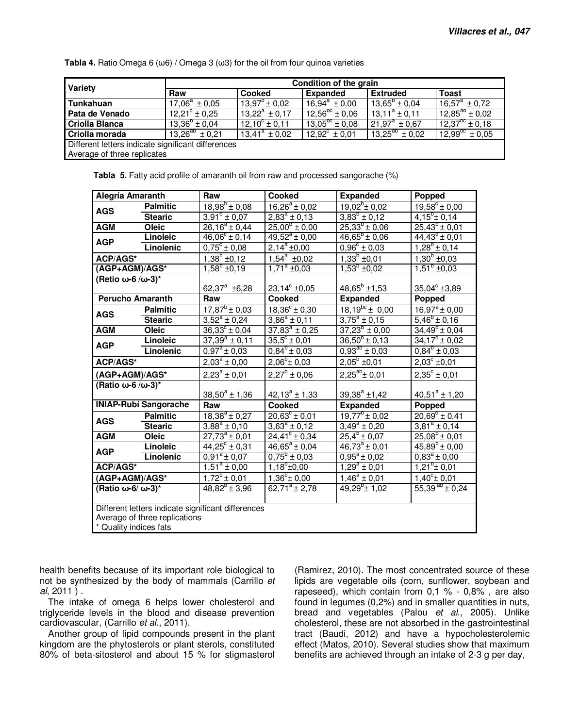**Tabla 4.** Ratio Omega 6 (ω6) / Omega 3 (ω3) for the oil from four quinoa varieties

| Variety | Condition of the grain | | | | |
|---|---|---|---|---|---|
| | Raw | Cooked | Expanded | Extruded | Toast |
| **Tunkahuan** | $17,06^{a}$ ± 0,05 | $13,97^{b}$ ± 0,02 | $16,94^{a}$ ± 0,00 | $13,65^{b}$ ± 0,04 | $16,57^{a}$ ± 0,72 |
| **Pata de Venado** | $12,21^{c}$ ± 0,25 | $13,22^{a}$ ± 0,17 | $12,56^{bc}$ ± 0,06 | $13,11^{a}$ ± 0,11 | $12,85^{ab}$ ± 0,02 |
| **Criolla Blanca** | $13,36^{b}$ ± 0,04 | $12,10^{c}$ ± 0,11 | $13,05^{bc}$ ± 0,08 | $21,97^{a}$ ± 0,67 | $12,37^{bc}$ ± 0,18 |
| **Criolla morada** | $13,26^{ab}$ ± 0,21 | $13,41^{a}$ ± 0,02 | $12,92^{c}$ ± 0,01 | $13,25^{ab}$ ± 0,02 | $12,99^{bc}$ ± 0,05 |

Different letters indicate significant differences
Average of three replicates

**Tabla 5.** Fatty acid profile of amaranth oil from raw and processed sangorache (%)

| **Alegría Amaranth** | | Raw | Cooked | Expanded | Popped |
|---|---|---|---|---|---|
| **AGS** | **Palmitic** | $18,98^{b}$ ± 0,08 | $16,26^{a}$ ± 0,02 | $19,02^{b}$ ± 0,02 | $19,58^{c}$ ± 0,00 |
| | **Stearic** | $3,91^{b}$ ± 0,07 | $2,83^{a}$ ± 0,13 | $3,83^{b}$ ± 0,12 | $4,15^{b}$ ± 0,14 |
| **AGM** | **Oleic** | $26,16^{a}$ ± 0,44 | $25,00^{b}$ ± 0,00 | $25,33^{b}$ ± 0,06 | $25,43^{b}$ ± 0,01 |
| **AGP** | **Linoleic** | $46,06^{c}$ ± 0,14 | $49,52^{a}$ ± 0,00 | $46,65^{b}$ ± 0,06 | $44,43^{d}$ ± 0,01 |
| | **Linolenic** | $0,75^{c}$ ± 0,08 | $2,14^{a}$ ±0,00 | $0,96^{c}$ ± 0,03 | $1,28^{b}$ ± 0,14 |
| **ACP/AGS*** | | $1,38^{b}$ ±0,12 | $1,54^{a}$ ±0,02 | $1,33^{b}$ ±0,01 | $1,30^{b}$ ±0,03 |
| **(AGP+AGM)/AGS*** | | $1,58^{b}$ ±0,19 | $1,71^{a}$ ±0,03 | $1,53^{b}$ ±0,02 | $1,51^{b}$ ±0,03 |
| **(Retio ω-6 /ω-3)*** | | $62,37^{a}$ ±6,28 | $23,14^{c}$ ±0,05 | $48,65^{b}$ ±1,53 | $35,04^{c}$ ±3,89 |
| **Perucho Amaranth** | | **Raw** | **Cooked** | **Expanded** | **Popped** |
| **AGS** | **Palmitic** | $17,87^{b}$ ± 0,03 | $18,36^{c}$ ± 0,30 | $18,19^{bc}$ ± 0,00 | $16,97^{a}$ ± 0,00 |
| | **Stearic** | $3,52^{a}$ ± 0,24 | $3,86^{a}$ ± 0,11 | $3,75^{a}$ ± 0,15 | $5,46^{b}$ ± 0,16 |
| **AGM** | **Oleic** | $36,33^{c}$ ± 0,04 | $37,83^{a}$ ± 0,25 | $37,23^{b}$ ± 0,00 | $34,49^{d}$ ± 0,04 |
| **AGP** | **Linoleic** | $37,39^{a}$ ± 0,11 | $35,5^{c}$ ± 0,01 | $36,50^{b}$ ± 0,13 | $34,17^{d}$ ± 0,02 |
| | **Linolenic** | $0,97^{a}$ ± 0,03 | $0,84^{b}$ ± 0,03 | $0,93^{ab}$ ± 0,03 | $0,84^{b}$ ± 0,03 |
| **ACP/AGS*** | | $2,03^{a}$ ± 0,00 | $2,06^{b}$± 0,03 | $2,05^{b}$ ±0,01 | $2,03^{c}$ ±0,01 |
| **(AGP+AGM)/AGS*** | | $2,23^{a}$ ± 0,01 | $2,27^{b}$ ± 0,06 | $2,25^{ab}$± 0,01 | $2,35^{c}$ ± 0,01 |
| **(Ratio ω-6 /ω-3)*** | | $38,50^{a}$ ± 1,36 | $42,13^{a}$ ± 1,33 | $39,38^{a}$ ±1,42 | $40,51^{a}$ ± 1,20 |
| **INIAP-Rubí Sangorache** | | **Raw** | **Cooked** | **Expanded** | **Popped** |
| **AGS** | **Palmitic** | $18,38^{a}$ ± 0,27 | $20,63^{c}$ ± 0,01 | $19,77^{b}$ ± 0,02 | $20,69^{c}$ ± 0,41 |
| | **Stearic** | $3,88^{a}$ ± 0,10 | $3,63^{a}$ ± 0,12 | $3,49^{a}$ ± 0,20 | $3,81^{a}$ ± 0,14 |
| **AGM** | **Oleic** | $27,73^{a}$ ± 0,01 | $24,41^{c}$ ± 0,34 | $25,4^{b}$ ± 0,07 | $25,08^{b}$ ± 0,01 |
| **AGP** | **Linoleic** | $44,25^{c}$ ± 0,31 | $46,65^{a}$ ± 0,04 | $46,73^{a}$ ± 0,01 | $45,89^{b}$ ± 0,00 |
| | **Linolenic** | $0,91^{a}$ ± 0,07 | $0,75^{b}$ ± 0,03 | $0,95^{a}$ ± 0,02 | $0,83^{a}$ ± 0,00 |
| **ACP/AGS*** | | $1,51^{a}$ ± 0,00 | $1,18^{b}$±0,00 | $1,29^{a}$ ± 0,01 | $1,21^{b}$± 0,01 |
| **(AGP+AGM)/AGS*** | | $1,72^{b}$ ± 0,01 | $1,36^{b}$± 0,00 | $1,46^{a}$ ± 0,01 | $1,40^{c}$± 0,01 |
| **(Ratio ω-6/ ω-3)*** | | $48,82^{b}$ ± 3,96 | $62,71^{a}$ ± 2,78 | $49,29^{b}$± 1,02 | $55,39^{ab}$ ± 0,24 |

Different letters indicate significant differences
Average of three replications
\* Quality indices fats

health benefits because of its important role biological to not be synthesized by the body of mammals (Carrillo *et al*, 2011 ) .

The intake of omega 6 helps lower cholesterol and triglyceride levels in the blood and disease prevention cardiovascular, (Carrillo *et al*., 2011).

Another group of lipid compounds present in the plant kingdom are the phytosterols or plant sterols, constituted 80% of beta-sitosterol and about 15 % for stigmasterol (Ramirez, 2010). The most concentrated source of these lipids are vegetable oils (corn, sunflower, soybean and rapeseed), which contain from 0,1 % - 0,8% , are also found in legumes (0,2%) and in smaller quantities in nuts, bread and vegetables (Palou *et al*., 2005). Unlike cholesterol, these are not absorbed in the gastrointestinal tract (Baudi, 2012) and have a hypocholesterolemic effect (Matos, 2010). Several studies show that maximum benefits are achieved through an intake of 2-3 g per day,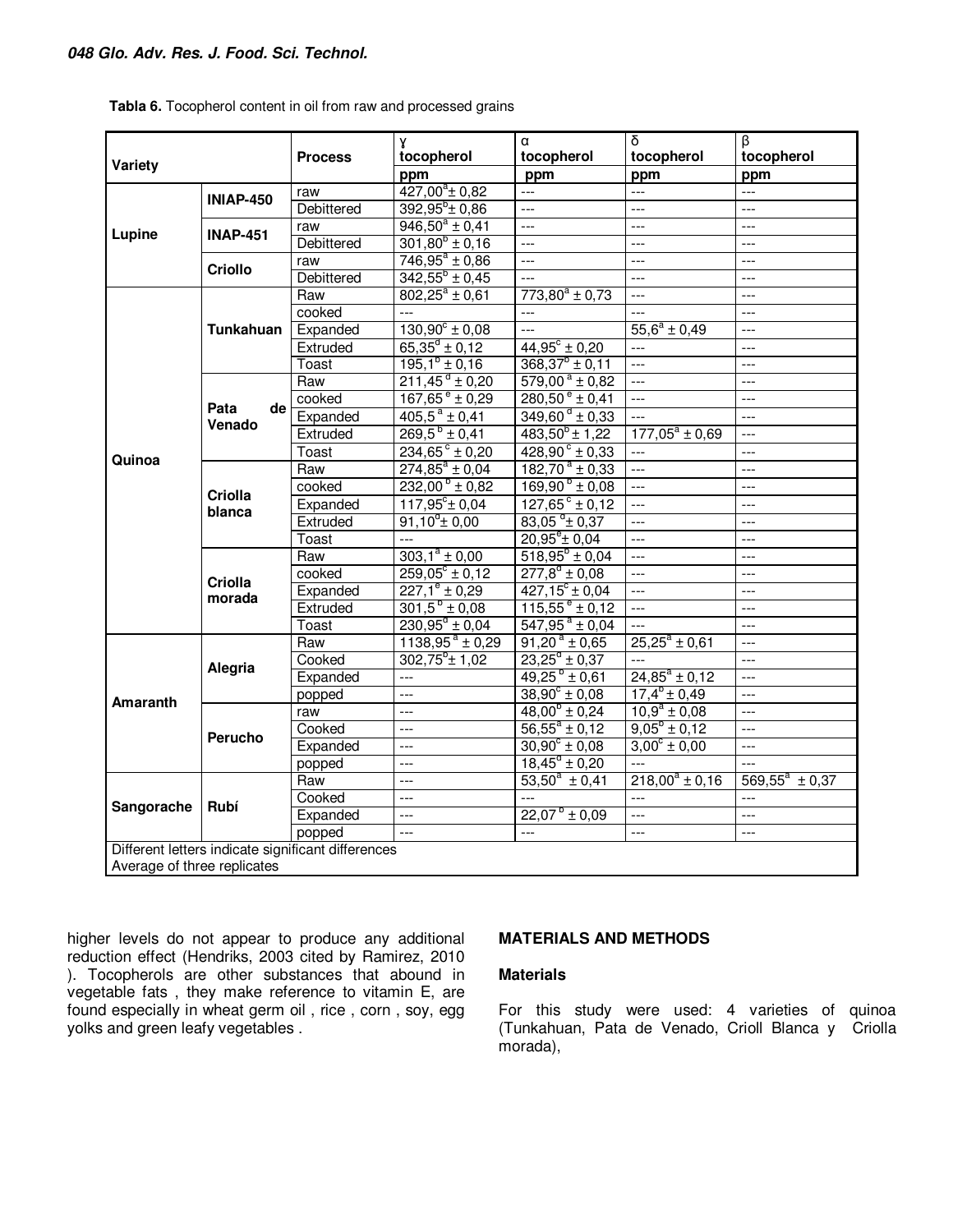**Tabla 6.** Tocopherol content in oil from raw and processed grains

| Variety | | Process | γ tocopherol | α tocopherol | δ tocopherol | β tocopherol |
|---|---|---|---|---|---|---|
| | | | ppm | ppm | ppm | ppm |
| Lupine | INIAP-450 | raw | 427,00$^{a}$± 0,82 | --- | --- | --- |
| | | Debittered | 392,95$^{b}$± 0,86 | --- | --- | --- |
| | INAP-451 | raw | 946,50$^{a}$ ± 0,41 | --- | --- | --- |
| | | Debittered | 301,80$^{b}$ ± 0,16 | --- | --- | --- |
| | Criollo | raw | 746,95$^{a}$ ± 0,86 | --- | --- | --- |
| | | Debittered | 342,55$^{b}$ ± 0,45 | --- | --- | --- |
| Quinoa | Tunkahuan | Raw | 802,25$^{a}$ ± 0,61 | 773,80$^{a}$ ± 0,73 | --- | --- |
| | | cooked | --- | --- | --- | --- |
| | | Expanded | 130,90$^{c}$ ± 0,08 | --- | 55,6$^{a}$ ± 0,49 | --- |
| | | Extruded | 65,35$^{d}$ ± 0,12 | 44,95$^{c}$ ± 0,20 | --- | --- |
| | | Toast | 195,1$^{b}$ ± 0,16 | 368,37$^{b}$ ± 0,11 | --- | --- |
| | Pata de Venado | Raw | 211,45$^{d}$ ± 0,20 | 579,00$^{a}$ ± 0,82 | --- | --- |
| | | cooked | 167,65$^{e}$ ± 0,29 | 280,50$^{e}$ ± 0,41 | --- | --- |
| | | Expanded | 405,5$^{a}$ ± 0,41 | 349,60$^{d}$ ± 0,33 | --- | --- |
| | | Extruded | 269,5$^{b}$ ± 0,41 | 483,50$^{b}$± 1,22 | 177,05$^{a}$ ± 0,69 | --- |
| | | Toast | 234,65$^{c}$ ± 0,20 | 428,90$^{c}$ ± 0,33 | --- | --- |
| | Criolla blanca | Raw | 274,85$^{a}$ ± 0,04 | 182,70$^{a}$ ± 0,33 | --- | --- |
| | | cooked | 232,00$^{b}$ ± 0,82 | 169,90$^{b}$ ± 0,08 | --- | --- |
| | | Expanded | 117,95$^{c}$± 0,04 | 127,65$^{c}$ ± 0,12 | --- | --- |
| | | Extruded | 91,10$^{d}$± 0,00 | 83,05$^{d}$± 0,37 | --- | --- |
| | | Toast | --- | 20,95$^{e}$± 0,04 | --- | --- |
| | Criolla morada | Raw | 303,1$^{a}$ ± 0,00 | 518,95$^{b}$ ± 0,04 | --- | --- |
| | | cooked | 259,05$^{c}$ ± 0,12 | 277,8$^{d}$ ± 0,08 | --- | --- |
| | | Expanded | 227,1$^{e}$ ± 0,29 | 427,15$^{c}$ ± 0,04 | --- | --- |
| | | Extruded | 301,5$^{b}$ ± 0,08 | 115,55$^{e}$ ± 0,12 | --- | --- |
| | | Toast | 230,95$^{d}$ ± 0,04 | 547,95$^{a}$ ± 0,04 | --- | --- |
| Amaranth | Alegria | Raw | 1138,95$^{a}$ ± 0,29 | 91,20$^{a}$ ± 0,65 | 25,25$^{a}$ ± 0,61 | --- |
| | | Cooked | 302,75$^{b}$± 1,02 | 23,25$^{d}$ ± 0,37 | --- | --- |
| | | Expanded | --- | 49,25$^{b}$ ± 0,61 | 24,85$^{a}$ ± 0,12 | --- |
| | | popped | --- | 38,90$^{c}$ ± 0,08 | 17,4$^{b}$ ± 0,49 | --- |
| | Perucho | raw | --- | 48,00$^{b}$ ± 0,24 | 10,9$^{a}$ ± 0,08 | --- |
| | | Cooked | --- | 56,55$^{a}$ ± 0,12 | 9,05$^{b}$ ± 0,12 | --- |
| | | Expanded | --- | 30,90$^{c}$ ± 0,08 | 3,00$^{c}$ ± 0,00 | --- |
| | | popped | --- | 18,45$^{d}$ ± 0,20 | --- | --- |
| Sangorache | Rubí | Raw | --- | 53,50$^{a}$ ± 0,41 | 218,00$^{a}$ ± 0,16 | 569,55$^{a}$ ± 0,37 |
| | | Cooked | --- | --- | --- | --- |
| | | Expanded | --- | 22,07$^{b}$ ± 0,09 | --- | --- |
| | | popped | --- | --- | --- | --- |

Different letters indicate significant differences
Average of three replicates

higher levels do not appear to produce any additional reduction effect (Hendriks, 2003 cited by Ramirez, 2010 ). Tocopherols are other substances that abound in vegetable fats , they make reference to vitamin E, are found especially in wheat germ oil , rice , corn , soy, egg yolks and green leafy vegetables .

## MATERIALS AND METHODS

### Materials

For this study were used: 4 varieties of quinoa (Tunkahuan, Pata de Venado, Crioll Blanca y Criolla morada),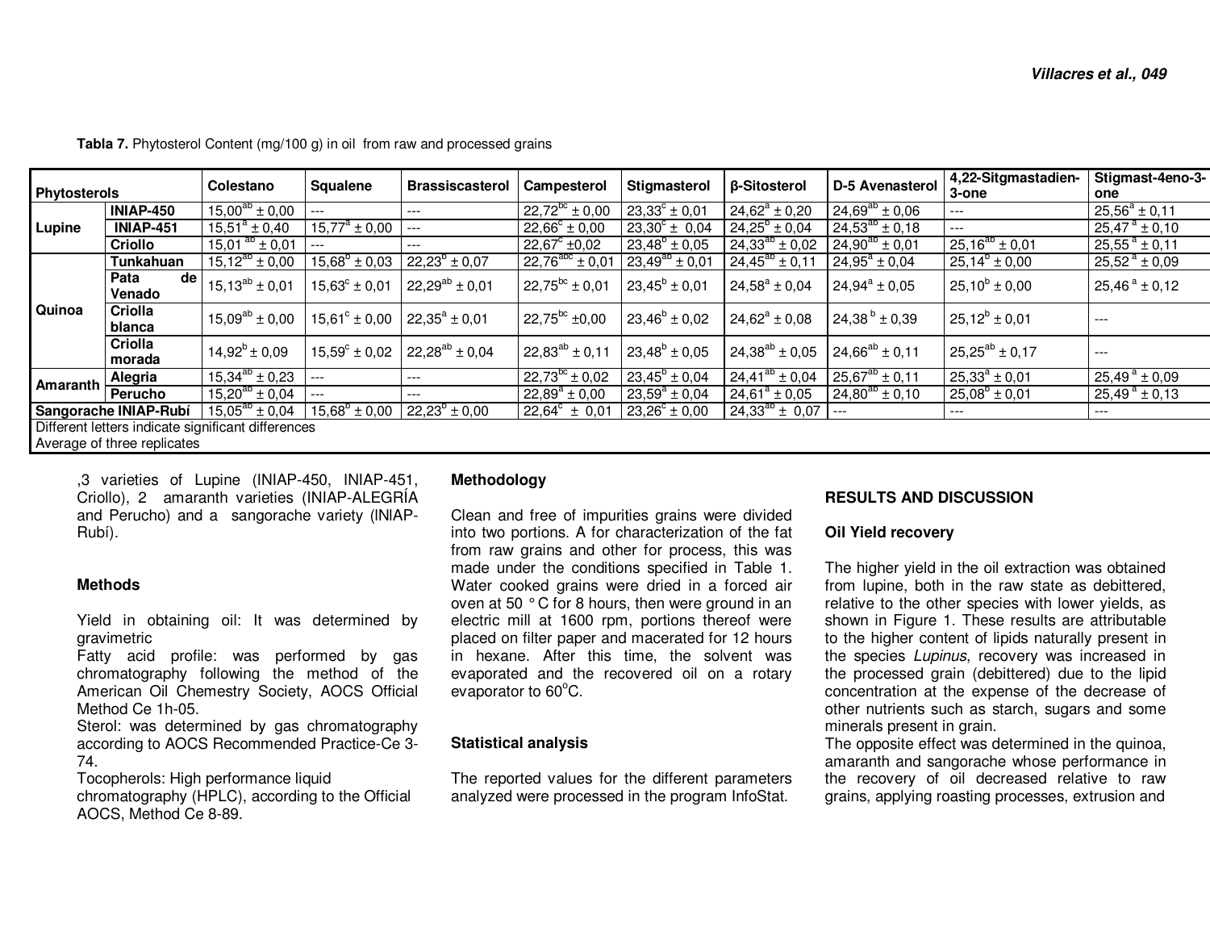**Tabla 7.** Phytosterol Content (mg/100 g) in oil from raw and processed grains

| Phytosterols | | Colestano | Squalene | Brassiscasterol | Campesterol | Stigmasterol | β-Sitosterol | D-5 Avenasterol | 4,22-Sitgmastadien-3-one | Stigmast-4eno-3-one |
|---|---|---|---|---|---|---|---|---|---|---|
| Lupine | INIAP-450 | 15,00[ab] ± 0,00 | --- | --- | 22,72[bc] ± 0,00 | 23,33[c] ± 0,01 | 24,62[a] ± 0,20 | 24,69[ab] ± 0,06 | --- | 25,56[a] ± 0,11 |
| | INIAP-451 | 15,51[a] ± 0,40 | 15,77[a] ± 0,00 | --- | 22,66[c] ± 0,00 | 23,30[c] ± 0,04 | 24,25[b] ± 0,04 | 24,53[ab] ± 0,18 | --- | 25,47[a] ± 0,10 |
| | Criollo | 15,01[ab] ± 0,01 | --- | --- | 22,67[c] ±0,02 | 23,48[b] ± 0,05 | 24,33[ab] ± 0,02 | 24,90[ab] ± 0,01 | 25,16[ab] ± 0,01 | 25,55[a] ± 0,11 |
| Quinoa | Tunkahuan | 15,12[ab] ± 0,00 | 15,68[b] ± 0,03 | 22,23[b] ± 0,07 | 22,76[abc] ± 0,01 | 23,49[ab] ± 0,01 | 24,45[ab] ± 0,11 | 24,95[a] ± 0,04 | 25,14[b] ± 0,00 | 25,52[a] ± 0,09 |
| | Pata de Venado | 15,13[ab] ± 0,01 | 15,63[c] ± 0,01 | 22,29[ab] ± 0,01 | 22,75[bc] ± 0,01 | 23,45[b] ± 0,01 | 24,58[a] ± 0,04 | 24,94[a] ± 0,05 | 25,10[b] ± 0,00 | 25,46[a] ± 0,12 |
| | Criolla blanca | 15,09[ab] ± 0,00 | 15,61[c] ± 0,00 | 22,35[a] ± 0,01 | 22,75[bc] ±0,00 | 23,46[b] ± 0,02 | 24,62[a] ± 0,08 | 24,38[b] ± 0,39 | 25,12[b] ± 0,01 | --- |
| | Criolla morada | 14,92[b] ± 0,09 | 15,59[c] ± 0,02 | 22,28[ab] ± 0,04 | 22,83[ab] ± 0,11 | 23,48[b] ± 0,05 | 24,38[ab] ± 0,05 | 24,66[ab] ± 0,11 | 25,25[ab] ± 0,17 | --- |
| Amaranth | Alegria | 15,34[ab] ± 0,23 | --- | --- | 22,73[bc] ± 0,02 | 23,45[b] ± 0,04 | 24,41[ab] ± 0,04 | 25,67[ab] ± 0,11 | 25,33[a] ± 0,01 | 25,49[a] ± 0,09 |
| | Perucho | 15,20[ab] ± 0,04 | --- | --- | 22,89[a] ± 0,00 | 23,59[a] ± 0,04 | 24,61[a] ± 0,05 | 24,80[ab] ± 0,10 | 25,08[b] ± 0,01 | 25,49[a] ± 0,13 |
| Sangorache INIAP-Rubí | | 15,05[ab] ± 0,04 | 15,68[b] ± 0,00 | 22,23[b] ± 0,00 | 22,64[c] ± 0,01 | 23,26[c] ± 0,00 | 24,33[ab] ± 0,07 | --- | --- | --- |

Different letters indicate significant differences
Average of three replicates

,3 varieties of Lupine (INIAP-450, INIAP-451, Criollo), 2 amaranth varieties (INIAP-ALEGRÍA and Perucho) and a sangorache variety (INIAP-Rubí).

### Methods

Yield in obtaining oil: It was determined by gravimetric
Fatty acid profile: was performed by gas chromatography following the method of the American Oil Chemestry Society, AOCS Official Method Ce 1h-05.
Sterol: was determined by gas chromatography according to AOCS Recommended Practice-Ce 3-74.
Tocopherols: High performance liquid chromatography (HPLC), according to the Official AOCS, Method Ce 8-89.

### Methodology

Clean and free of impurities grains were divided into two portions. A for characterization of the fat from raw grains and other for process, this was made under the conditions specified in Table 1. Water cooked grains were dried in a forced air oven at 50 °C for 8 hours, then were ground in an electric mill at 1600 rpm, portions thereof were placed on filter paper and macerated for 12 hours in hexane. After this time, the solvent was evaporated and the recovered oil on a rotary evaporator to 60°C.

### Statistical analysis

The reported values for the different parameters analyzed were processed in the program InfoStat.

## RESULTS AND DISCUSSION

### Oil Yield recovery

The higher yield in the oil extraction was obtained from lupine, both in the raw state as debittered, relative to the other species with lower yields, as shown in Figure 1. These results are attributable to the higher content of lipids naturally present in the species *Lupinus*, recovery was increased in the processed grain (debittered) due to the lipid concentration at the expense of the decrease of other nutrients such as starch, sugars and some minerals present in grain.
The opposite effect was determined in the quinoa, amaranth and sangorache whose performance in the recovery of oil decreased relative to raw grains, applying roasting processes, extrusion and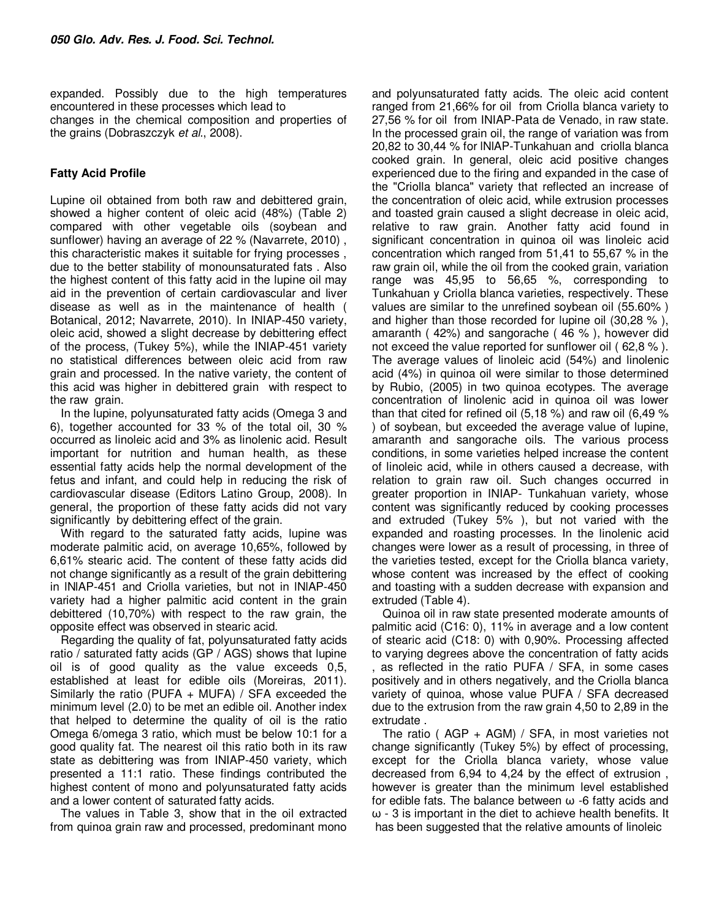expanded. Possibly due to the high temperatures encountered in these processes which lead to
changes in the chemical composition and properties of the grains (Dobraszczyk *et al*., 2008).

**Fatty Acid Profile**

Lupine oil obtained from both raw and debittered grain, showed a higher content of oleic acid (48%) (Table 2) compared with other vegetable oils (soybean and sunflower) having an average of 22 % (Navarrete, 2010) , this characteristic makes it suitable for frying processes , due to the better stability of monounsaturated fats . Also the highest content of this fatty acid in the lupine oil may aid in the prevention of certain cardiovascular and liver disease as well as in the maintenance of health ( Botanical, 2012; Navarrete, 2010). In INIAP-450 variety, oleic acid, showed a slight decrease by debittering effect of the process, (Tukey 5%), while the INIAP-451 variety no statistical differences between oleic acid from raw grain and processed. In the native variety, the content of this acid was higher in debittered grain with respect to the raw grain.

In the lupine, polyunsaturated fatty acids (Omega 3 and 6), together accounted for 33 % of the total oil, 30 % occurred as linoleic acid and 3% as linolenic acid. Result important for nutrition and human health, as these essential fatty acids help the normal development of the fetus and infant, and could help in reducing the risk of cardiovascular disease (Editors Latino Group, 2008). In general, the proportion of these fatty acids did not vary significantly by debittering effect of the grain.

With regard to the saturated fatty acids, lupine was moderate palmitic acid, on average 10,65%, followed by 6,61% stearic acid. The content of these fatty acids did not change significantly as a result of the grain debittering in INIAP-451 and Criolla varieties, but not in INIAP-450 variety had a higher palmitic acid content in the grain debittered (10,70%) with respect to the raw grain, the opposite effect was observed in stearic acid.

Regarding the quality of fat, polyunsaturated fatty acids ratio / saturated fatty acids (GP / AGS) shows that lupine oil is of good quality as the value exceeds 0,5, established at least for edible oils (Moreiras, 2011). Similarly the ratio (PUFA + MUFA) / SFA exceeded the minimum level (2.0) to be met an edible oil. Another index that helped to determine the quality of oil is the ratio Omega 6/omega 3 ratio, which must be below 10:1 for a good quality fat. The nearest oil this ratio both in its raw state as debittering was from INIAP-450 variety, which presented a 11:1 ratio. These findings contributed the highest content of mono and polyunsaturated fatty acids and a lower content of saturated fatty acids.

The values in Table 3, show that in the oil extracted from quinoa grain raw and processed, predominant mono and polyunsaturated fatty acids. The oleic acid content ranged from 21,66% for oil from Criolla blanca variety to 27,56 % for oil from INIAP-Pata de Venado, in raw state. In the processed grain oil, the range of variation was from 20,82 to 30,44 % for INIAP-Tunkahuan and criolla blanca cooked grain. In general, oleic acid positive changes experienced due to the firing and expanded in the case of the "Criolla blanca" variety that reflected an increase of the concentration of oleic acid, while extrusion processes and toasted grain caused a slight decrease in oleic acid, relative to raw grain. Another fatty acid found in significant concentration in quinoa oil was linoleic acid concentration which ranged from 51,41 to 55,67 % in the raw grain oil, while the oil from the cooked grain, variation range was 45,95 to 56,65 %, corresponding to Tunkahuan y Criolla blanca varieties, respectively. These values are similar to the unrefined soybean oil (55.60% ) and higher than those recorded for lupine oil (30,28 % ), amaranth ( 42%) and sangorache ( 46 % ), however did not exceed the value reported for sunflower oil ( 62,8 % ). The average values of linoleic acid (54%) and linolenic acid (4%) in quinoa oil were similar to those determined by Rubio, (2005) in two quinoa ecotypes. The average concentration of linolenic acid in quinoa oil was lower than that cited for refined oil (5,18 %) and raw oil (6,49 % ) of soybean, but exceeded the average value of lupine, amaranth and sangorache oils. The various process conditions, in some varieties helped increase the content of linoleic acid, while in others caused a decrease, with relation to grain raw oil. Such changes occurred in greater proportion in INIAP- Tunkahuan variety, whose content was significantly reduced by cooking processes and extruded (Tukey 5% ), but not varied with the expanded and roasting processes. In the linolenic acid changes were lower as a result of processing, in three of the varieties tested, except for the Criolla blanca variety, whose content was increased by the effect of cooking and toasting with a sudden decrease with expansion and extruded (Table 4).

Quinoa oil in raw state presented moderate amounts of palmitic acid (C16: 0), 11% in average and a low content of stearic acid (C18: 0) with 0,90%. Processing affected to varying degrees above the concentration of fatty acids , as reflected in the ratio PUFA / SFA, in some cases positively and in others negatively, and the Criolla blanca variety of quinoa, whose value PUFA / SFA decreased due to the extrusion from the raw grain 4,50 to 2,89 in the extrudate .

The ratio ( AGP + AGM) / SFA, in most varieties not change significantly (Tukey 5%) by effect of processing, except for the Criolla blanca variety, whose value decreased from 6,94 to 4,24 by the effect of extrusion , however is greater than the minimum level established for edible fats. The balance between ω -6 fatty acids and ω - 3 is important in the diet to achieve health benefits. It has been suggested that the relative amounts of linoleic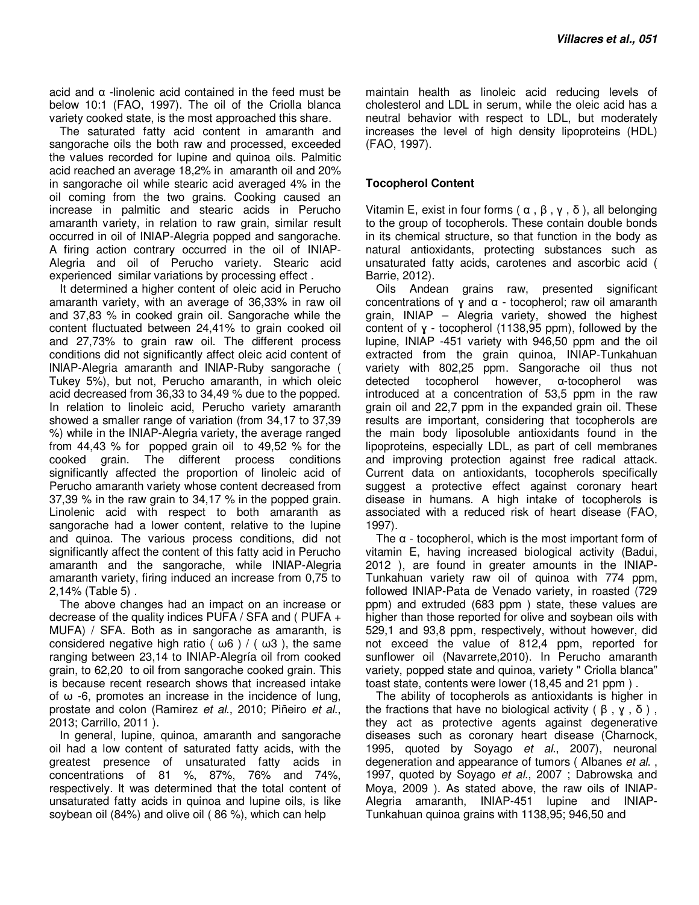acid and α -linolenic acid contained in the feed must be below 10:1 (FAO, 1997). The oil of the Criolla blanca variety cooked state, is the most approached this share.

The saturated fatty acid content in amaranth and sangorache oils the both raw and processed, exceeded the values recorded for lupine and quinoa oils. Palmitic acid reached an average 18,2% in amaranth oil and 20% in sangorache oil while stearic acid averaged 4% in the oil coming from the two grains. Cooking caused an increase in palmitic and stearic acids in Perucho amaranth variety, in relation to raw grain, similar result occurred in oil of INIAP-Alegria popped and sangorache. A firing action contrary occurred in the oil of INIAP-Alegria and oil of Perucho variety. Stearic acid experienced similar variations by processing effect .

It determined a higher content of oleic acid in Perucho amaranth variety, with an average of 36,33% in raw oil and 37,83 % in cooked grain oil. Sangorache while the content fluctuated between 24,41% to grain cooked oil and 27,73% to grain raw oil. The different process conditions did not significantly affect oleic acid content of INIAP-Alegria amaranth and INIAP-Ruby sangorache ( Tukey 5%), but not, Perucho amaranth, in which oleic acid decreased from 36,33 to 34,49 % due to the popped. In relation to linoleic acid, Perucho variety amaranth showed a smaller range of variation (from 34,17 to 37,39 %) while in the INIAP-Alegria variety, the average ranged from 44,43 % for popped grain oil to 49,52 % for the cooked grain. The different process conditions significantly affected the proportion of linoleic acid of Perucho amaranth variety whose content decreased from 37,39 % in the raw grain to 34,17 % in the popped grain. Linolenic acid with respect to both amaranth as sangorache had a lower content, relative to the lupine and quinoa. The various process conditions, did not significantly affect the content of this fatty acid in Perucho amaranth and the sangorache, while INIAP-Alegria amaranth variety, firing induced an increase from 0,75 to 2,14% (Table 5) .

The above changes had an impact on an increase or decrease of the quality indices PUFA / SFA and ( PUFA + MUFA) / SFA. Both as in sangorache as amaranth, is considered negative high ratio ( ω6 ) / ( ω3 ), the same ranging between 23,14 to INIAP-Alegría oil from cooked grain, to 62,20 to oil from sangorache cooked grain. This is because recent research shows that increased intake of ω -6, promotes an increase in the incidence of lung, prostate and colon (Ramirez *et al*., 2010; Piñeiro *et al*., 2013; Carrillo, 2011 ).

In general, lupine, quinoa, amaranth and sangorache oil had a low content of saturated fatty acids, with the greatest presence of unsaturated fatty acids in concentrations of 81 %, 87%, 76% and 74%, respectively. It was determined that the total content of unsaturated fatty acids in quinoa and lupine oils, is like soybean oil (84%) and olive oil ( 86 %), which can help maintain health as linoleic acid reducing levels of cholesterol and LDL in serum, while the oleic acid has a neutral behavior with respect to LDL, but moderately increases the level of high density lipoproteins (HDL) (FAO, 1997).

## Tocopherol Content

Vitamin E, exist in four forms ( α , β , γ , δ ), all belonging to the group of tocopherols. These contain double bonds in its chemical structure, so that function in the body as natural antioxidants, protecting substances such as unsaturated fatty acids, carotenes and ascorbic acid ( Barrie, 2012).

Oils Andean grains raw, presented significant concentrations of ɣ and α - tocopherol; raw oil amaranth grain, INIAP – Alegria variety, showed the highest content of ɣ - tocopherol (1138,95 ppm), followed by the lupine, INIAP -451 variety with 946,50 ppm and the oil extracted from the grain quinoa, INIAP-Tunkahuan variety with 802,25 ppm. Sangorache oil thus not detected tocopherol however, α-tocopherol was introduced at a concentration of 53,5 ppm in the raw grain oil and 22,7 ppm in the expanded grain oil. These results are important, considering that tocopherols are the main body liposoluble antioxidants found in the lipoproteins, especially LDL, as part of cell membranes and improving protection against free radical attack. Current data on antioxidants, tocopherols specifically suggest a protective effect against coronary heart disease in humans. A high intake of tocopherols is associated with a reduced risk of heart disease (FAO, 1997).

The α - tocopherol, which is the most important form of vitamin E, having increased biological activity (Badui, 2012 ), are found in greater amounts in the INIAP-Tunkahuan variety raw oil of quinoa with 774 ppm, followed INIAP-Pata de Venado variety, in roasted (729 ppm) and extruded (683 ppm ) state, these values are higher than those reported for olive and soybean oils with 529,1 and 93,8 ppm, respectively, without however, did not exceed the value of 812,4 ppm, reported for sunflower oil (Navarrete,2010). In Perucho amaranth variety, popped state and quinoa, variety " Criolla blanca" toast state, contents were lower (18,45 and 21 ppm ) .

The ability of tocopherols as antioxidants is higher in the fractions that have no biological activity ( β , ɣ , δ ) , they act as protective agents against degenerative diseases such as coronary heart disease (Charnock, 1995, quoted by Soyago *et al*., 2007), neuronal degeneration and appearance of tumors ( Albanes *et al*. , 1997, quoted by Soyago *et al*., 2007 ; Dabrowska and Moya, 2009 ). As stated above, the raw oils of INIAP-Alegria amaranth, INIAP-451 lupine and INIAP-Tunkahuan quinoa grains with 1138,95; 946,50 and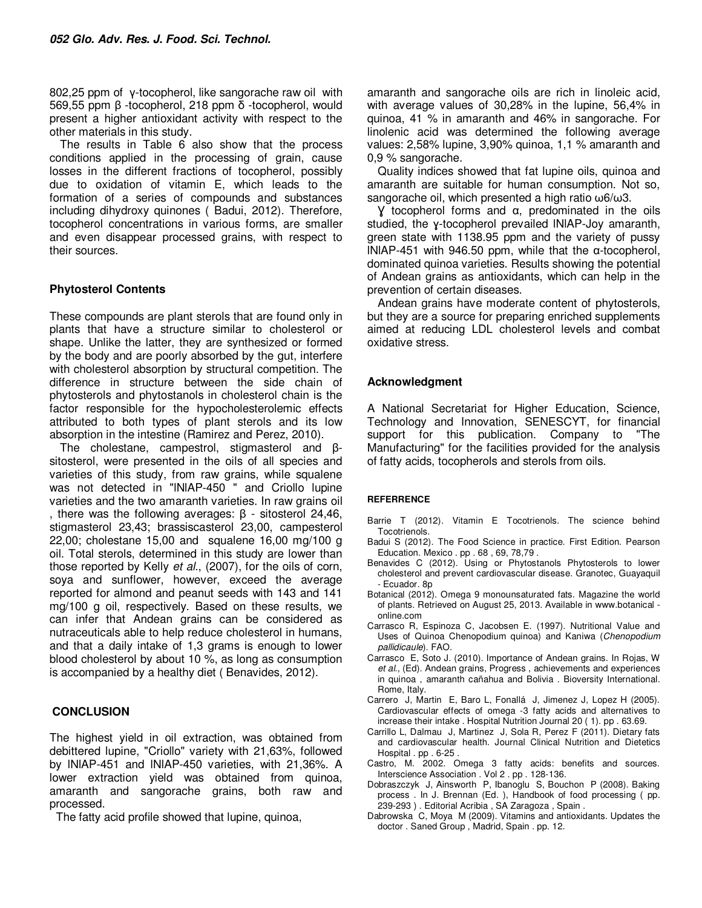802,25 ppm of γ-tocopherol, like sangorache raw oil with 569,55 ppm β -tocopherol, 218 ppm δ -tocopherol, would present a higher antioxidant activity with respect to the other materials in this study.

The results in Table 6 also show that the process conditions applied in the processing of grain, cause losses in the different fractions of tocopherol, possibly due to oxidation of vitamin E, which leads to the formation of a series of compounds and substances including dihydroxy quinones ( Badui, 2012). Therefore, tocopherol concentrations in various forms, are smaller and even disappear processed grains, with respect to their sources.

### Phytosterol Contents

These compounds are plant sterols that are found only in plants that have a structure similar to cholesterol or shape. Unlike the latter, they are synthesized or formed by the body and are poorly absorbed by the gut, interfere with cholesterol absorption by structural competition. The difference in structure between the side chain of phytosterols and phytostanols in cholesterol chain is the factor responsible for the hypocholesterolemic effects attributed to both types of plant sterols and its low absorption in the intestine (Ramirez and Perez, 2010).

The cholestane, campestrol, stigmasterol and β-sitosterol, were presented in the oils of all species and varieties of this study, from raw grains, while squalene was not detected in "INIAP-450 " and Criollo lupine varieties and the two amaranth varieties. In raw grains oil , there was the following averages: β - sitosterol 24,46, stigmasterol 23,43; brassiscasterol 23,00, campesterol 22,00; cholestane 15,00 and squalene 16,00 mg/100 g oil. Total sterols, determined in this study are lower than those reported by Kelly *et al*., (2007), for the oils of corn, soya and sunflower, however, exceed the average reported for almond and peanut seeds with 143 and 141 mg/100 g oil, respectively. Based on these results, we can infer that Andean grains can be considered as nutraceuticals able to help reduce cholesterol in humans, and that a daily intake of 1,3 grams is enough to lower blood cholesterol by about 10 %, as long as consumption is accompanied by a healthy diet ( Benavides, 2012).

## CONCLUSION

The highest yield in oil extraction, was obtained from debittered lupine, "Criollo" variety with 21,63%, followed by INIAP-451 and INIAP-450 varieties, with 21,36%. A lower extraction yield was obtained from quinoa, amaranth and sangorache grains, both raw and processed.

The fatty acid profile showed that lupine, quinoa, amaranth and sangorache oils are rich in linoleic acid, with average values of 30,28% in the lupine, 56,4% in quinoa, 41 % in amaranth and 46% in sangorache. For linolenic acid was determined the following average values: 2,58% lupine, 3,90% quinoa, 1,1 % amaranth and 0,9 % sangorache.

Quality indices showed that fat lupine oils, quinoa and amaranth are suitable for human consumption. Not so, sangorache oil, which presented a high ratio ω6/ω3.

ɣ tocopherol forms and α, predominated in the oils studied, the ɣ-tocopherol prevailed INIAP-Joy amaranth, green state with 1138.95 ppm and the variety of pussy INIAP-451 with 946.50 ppm, while that the α-tocopherol, dominated quinoa varieties. Results showing the potential of Andean grains as antioxidants, which can help in the prevention of certain diseases.

Andean grains have moderate content of phytosterols, but they are a source for preparing enriched supplements aimed at reducing LDL cholesterol levels and combat oxidative stress.

## Acknowledgment

A National Secretariat for Higher Education, Science, Technology and Innovation, SENESCYT, for financial support for this publication. Company to "The Manufacturing" for the facilities provided for the analysis of fatty acids, tocopherols and sterols from oils.

## REFERRENCE

- Barrie T (2012). Vitamin E Tocotrienols. The science behind Tocotrienols.
- Badui S (2012). The Food Science in practice. First Edition. Pearson Education. Mexico . pp . 68 , 69, 78,79 .
- Benavides C (2012). Using or Phytostanols Phytosterols to lower cholesterol and prevent cardiovascular disease. Granotec, Guayaquil - Ecuador. 8p
- Botanical (2012). Omega 9 monounsaturated fats. Magazine the world of plants. Retrieved on August 25, 2013. Available in www.botanical - online.com
- Carrasco R, Espinoza C, Jacobsen E. (1997). Nutritional Value and Uses of Quinoa Chenopodium quinoa) and Kaniwa (*Chenopodium pallidicaule*). FAO.
- Carrasco E, Soto J. (2010). Importance of Andean grains. In Rojas, W *et al.,* (Ed). Andean grains, Progress , achievements and experiences in quinoa , amaranth cañahua and Bolivia . Bioversity International. Rome, Italy.
- Carrero J, Martin E, Baro L, Fonallá J, Jimenez J, Lopez H (2005). Cardiovascular effects of omega -3 fatty acids and alternatives to increase their intake . Hospital Nutrition Journal 20 ( 1). pp . 63.69.
- Carrillo L, Dalmau J, Martinez J, Sola R, Perez F (2011). Dietary fats and cardiovascular health. Journal Clinical Nutrition and Dietetics Hospital . pp . 6-25 .
- Castro, M. 2002. Omega 3 fatty acids: benefits and sources. Interscience Association . Vol 2 . pp . 128-136.
- Dobraszczyk J, Ainsworth P, Ibanoglu S, Bouchon P (2008). Baking process . In J. Brennan (Ed. ), Handbook of food processing ( pp. 239-293 ) . Editorial Acribia , SA Zaragoza , Spain .
- Dabrowska C, Moya M (2009). Vitamins and antioxidants. Updates the doctor . Saned Group , Madrid, Spain . pp. 12.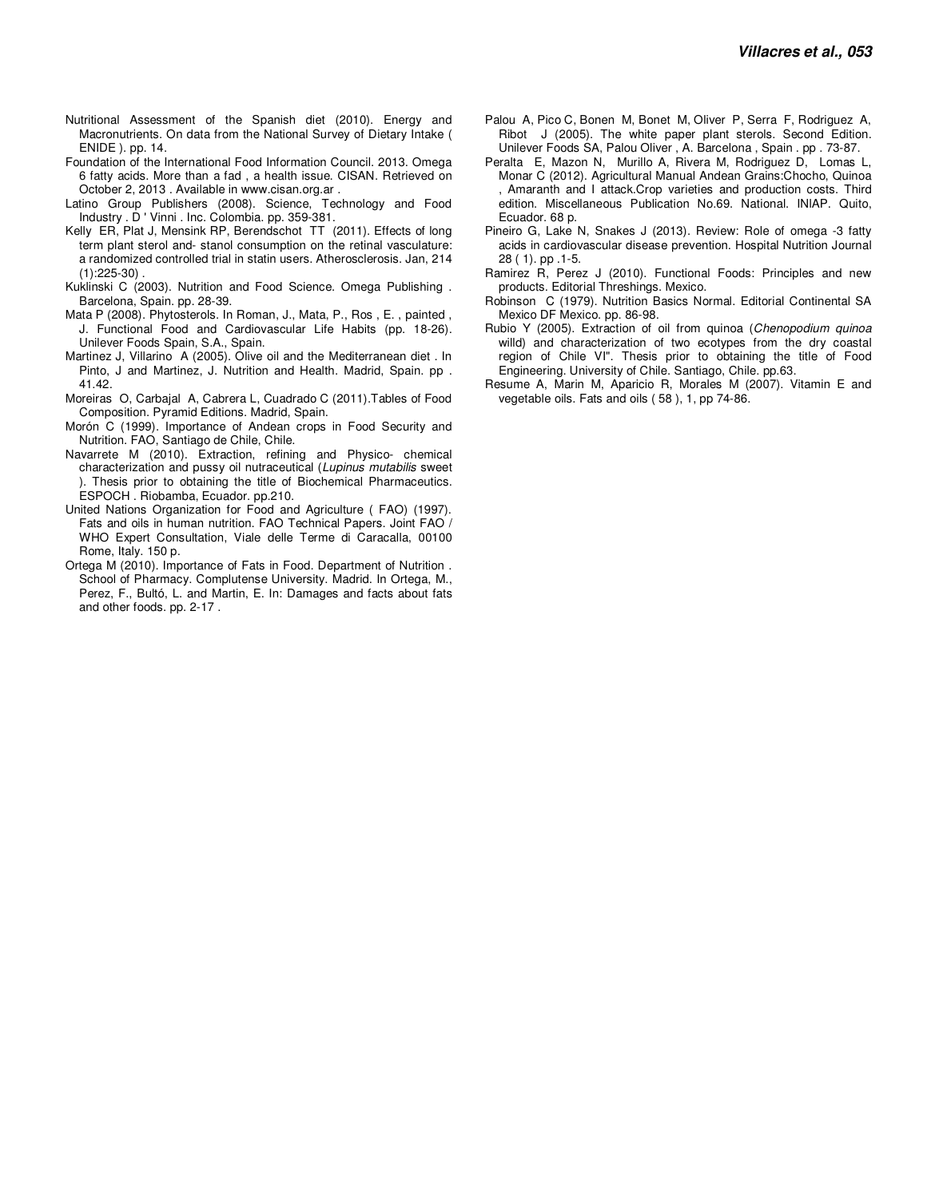Nutritional Assessment of the Spanish diet (2010). Energy and Macronutrients. On data from the National Survey of Dietary Intake ( ENIDE ). pp. 14.

Foundation of the International Food Information Council. 2013. Omega 6 fatty acids. More than a fad , a health issue. CISAN. Retrieved on October 2, 2013 . Available in www.cisan.org.ar .

Latino Group Publishers (2008). Science, Technology and Food Industry . D ' Vinni . Inc. Colombia. pp. 359-381.

Kelly ER, Plat J, Mensink RP, Berendschot TT (2011). Effects of long term plant sterol and- stanol consumption on the retinal vasculature: a randomized controlled trial in statin users. Atherosclerosis. Jan, 214 (1):225-30) .

Kuklinski C (2003). Nutrition and Food Science. Omega Publishing . Barcelona, Spain. pp. 28-39.

Mata P (2008). Phytosterols. In Roman, J., Mata, P., Ros , E. , painted , J. Functional Food and Cardiovascular Life Habits (pp. 18-26). Unilever Foods Spain, S.A., Spain.

Martinez J, Villarino A (2005). Olive oil and the Mediterranean diet . In Pinto, J and Martinez, J. Nutrition and Health. Madrid, Spain. pp . 41.42.

Moreiras O, Carbajal A, Cabrera L, Cuadrado C (2011).Tables of Food Composition. Pyramid Editions. Madrid, Spain.

Morón C (1999). Importance of Andean crops in Food Security and Nutrition. FAO, Santiago de Chile, Chile.

Navarrete M (2010). Extraction, refining and Physico- chemical characterization and pussy oil nutraceutical (*Lupinus mutabilis* sweet ). Thesis prior to obtaining the title of Biochemical Pharmaceutics. ESPOCH . Riobamba, Ecuador. pp.210.

United Nations Organization for Food and Agriculture ( FAO) (1997). Fats and oils in human nutrition. FAO Technical Papers. Joint FAO / WHO Expert Consultation, Viale delle Terme di Caracalla, 00100 Rome, Italy. 150 p.

Ortega M (2010). Importance of Fats in Food. Department of Nutrition . School of Pharmacy. Complutense University. Madrid. In Ortega, M., Perez, F., Bultó, L. and Martin, E. In: Damages and facts about fats and other foods. pp. 2-17 .

Palou A, Pico C, Bonen M, Bonet M, Oliver P, Serra F, Rodriguez A, Ribot J (2005). The white paper plant sterols. Second Edition. Unilever Foods SA, Palou Oliver , A. Barcelona , Spain . pp . 73-87.

Peralta E, Mazon N, Murillo A, Rivera M, Rodriguez D, Lomas L, Monar C (2012). Agricultural Manual Andean Grains:Chocho, Quinoa , Amaranth and I attack.Crop varieties and production costs. Third edition. Miscellaneous Publication No.69. National. INIAP. Quito, Ecuador. 68 p.

Pineiro G, Lake N, Snakes J (2013). Review: Role of omega -3 fatty acids in cardiovascular disease prevention. Hospital Nutrition Journal 28 ( 1). pp .1-5.

Ramirez R, Perez J (2010). Functional Foods: Principles and new products. Editorial Threshings. Mexico.

Robinson C (1979). Nutrition Basics Normal. Editorial Continental SA Mexico DF Mexico. pp. 86-98.

Rubio Y (2005). Extraction of oil from quinoa (*Chenopodium quinoa* willd) and characterization of two ecotypes from the dry coastal region of Chile VI". Thesis prior to obtaining the title of Food Engineering. University of Chile. Santiago, Chile. pp.63.

Resume A, Marin M, Aparicio R, Morales M (2007). Vitamin E and vegetable oils. Fats and oils ( 58 ), 1, pp 74-86.